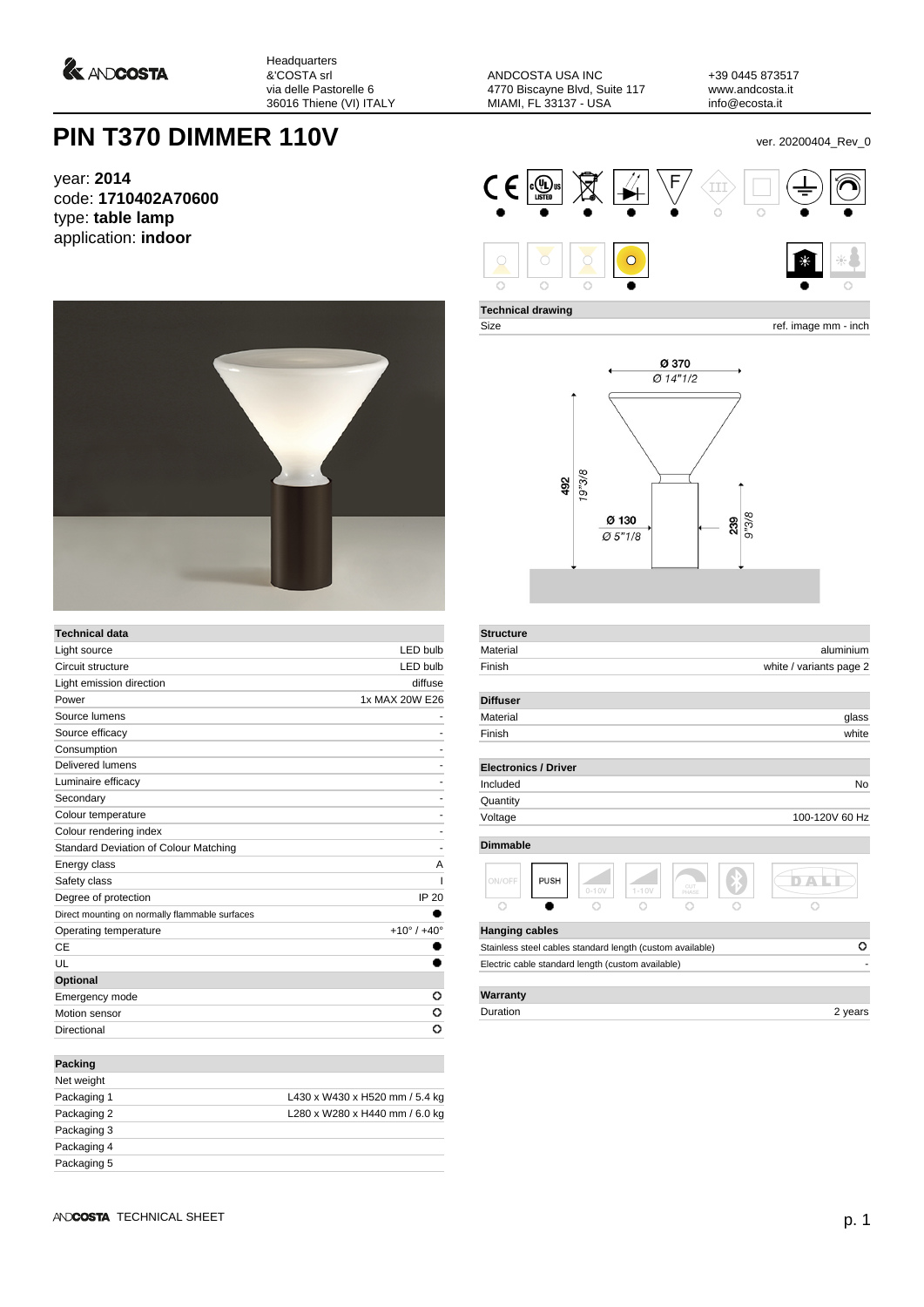Headquarters
&'COSTA srl
via delle Parasorelle 6
36016 Thiene (VI) ITALY

ANDCOSTA USA INC
4770 Biscayne Blvd, Suite 117
MIAMI, FL 33137 - USA

+39 0445 873517
www.andcosta.it
info@ecosta.it

# PIN T370 DIMMER 110V

ver. 20200404_Rev_0

year: **2014**
code: **1710402A70600**
type: **table lamp**
application: **indoor**

| Technical drawing | |
|---|---|
| Size | ref. image mm - inch |

Ø 370 / Ø 14"1/2
492 / 19"3/8
Ø 130 / Ø 5"1/8
239 / 9"3/8

| Technical data | |
|---|---|
| Light source | LED bulb |
| Circuit structure | LED bulb |
| Light emission direction | diffuse |
| Power | 1x MAX 20W E26 |
| Source lumens | - |
| Source efficacy | - |
| Consumption | - |
| Delivered lumens | - |
| Luminaire efficacy | - |
| Secondary | - |
| Colour temperature | - |
| Colour rendering index | - |
| Standard Deviation of Colour Matching | - |
| Energy class | A |
| Safety class | I |
| Degree of protection | IP 20 |
| Direct mounting on normally flammable surfaces | ● |
| Operating temperature | +10° / +40° |
| CE | ● |
| UL | ● |
| **Optional** | |
| Emergency mode | ○ |
| Motion sensor | ○ |
| Directional | ○ |

| Packing | |
|---|---|
| Net weight | |
| Packaging 1 | L430 x W430 x H520 mm / 5.4 kg |
| Packaging 2 | L280 x W280 x H440 mm / 6.0 kg |
| Packaging 3 | |
| Packaging 4 | |
| Packaging 5 | |

| Structure | |
|---|---|
| Material | aluminium |
| Finish | white / variants page 2 |

| Diffuser | |
|---|---|
| Material | glass |
| Finish | white |

| Electronics / Driver | |
|---|---|
| Included | No |
| Quantity | |
| Voltage | 100-120V 60 Hz |

| Dimmable | | | | | | |
|---|---|---|---|---|---|---|
| ON/OFF | PUSH | 0-10V | 1-10V | CUT PHASE | Bluetooth | DALI |
| ○ | ● | ○ | ○ | ○ | ○ | ○ |

| Hanging cables | |
|---|---|
| Stainless steel cables standard length (custom available) | ○ |
| Electric cable standard length (custom available) | - |

| Warranty | |
|---|---|
| Duration | 2 years |

ANDCOSTA TECHNICAL SHEET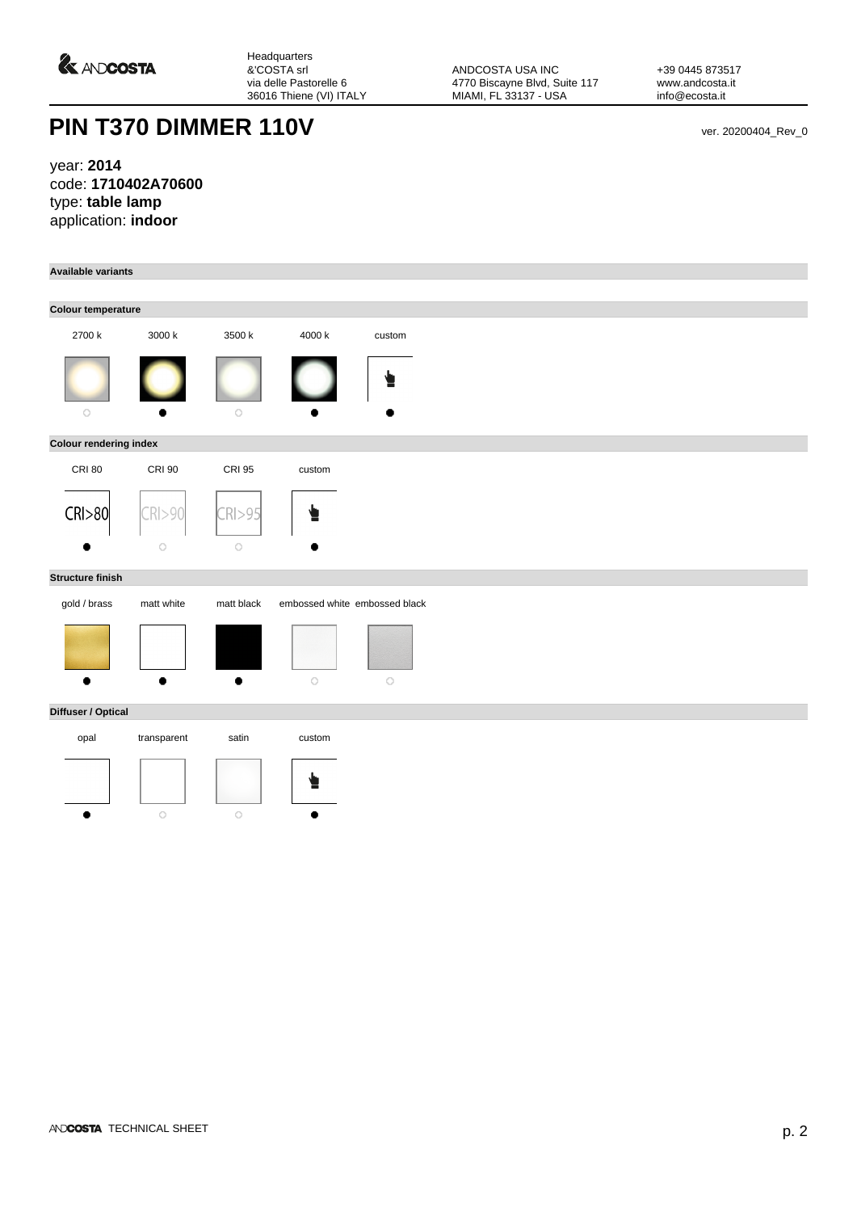Headquarters
&'COSTA srl
via delle Pastorelle 6
36016 Thiene (VI) ITALY

ANDCOSTA USA INC
4770 Biscayne Blvd, Suite 117
MIAMI, FL 33137 - USA

+39 0445 873517
www.andcosta.it
info@ecosta.it

# PIN T370 DIMMER 110V

ver. 20200404_Rev_0

year: **2014**
code: **1710402A70600**
type: **table lamp**
application: **indoor**

**Available variants**

**Colour temperature**

| 2700 k | 3000 k | 3500 k | 4000 k | custom |
|---|---|---|---|---|
| ○ | ● | ○ | ● | ● |

**Colour rendering index**

| CRI 80 | CRI 90 | CRI 95 | custom |
|---|---|---|---|
| CRI>80 | CRI>90 | CRI>95 | |
| ● | ○ | ○ | ● |

**Structure finish**

| gold / brass | matt white | matt black | embossed white | embossed black |
|---|---|---|---|---|
| ● | ● | ● | ○ | ○ |

**Diffuser / Optical**

| opal | transparent | satin | custom |
|---|---|---|---|
| ● | ○ | ○ | ● |